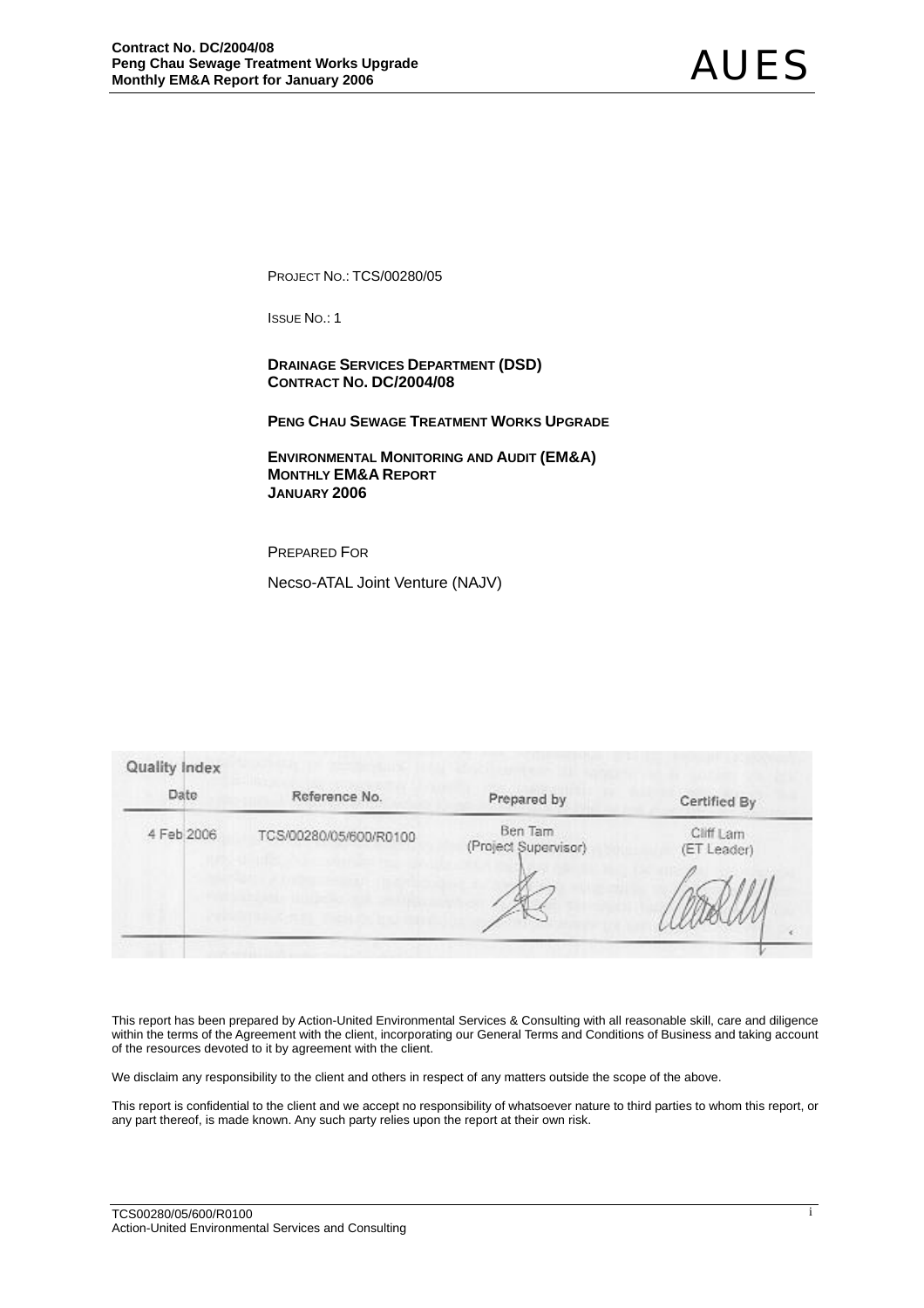PROJECT NO.: TCS/00280/05

ISSUE NO.: 1

**DRAINAGE SERVICES DEPARTMENT (DSD)**
**CONTRACT NO. DC/2004/08**

**PENG CHAU SEWAGE TREATMENT WORKS UPGRADE**

**ENVIRONMENTAL MONITORING AND AUDIT (EM&A)**
**MONTHLY EM&A REPORT**
**JANUARY 2006**

PREPARED FOR

Necso-ATAL Joint Venture (NAJV)

**Quality Index**

| Date | Reference No. | Prepared by | Certified By |
|---|---|---|---|
| 4 Feb 2006 | TCS/00280/05/600/R0100 | Ben Tam (Project Supervisor) | Cliff Lam (ET Leader) |

This report has been prepared by Action-United Environmental Services & Consulting with all reasonable skill, care and diligence within the terms of the Agreement with the client, incorporating our General Terms and Conditions of Business and taking account of the resources devoted to it by agreement with the client.

We disclaim any responsibility to the client and others in respect of any matters outside the scope of the above.

This report is confidential to the client and we accept no responsibility of whatsoever nature to third parties to whom this report, or any part thereof, is made known. Any such party relies upon the report at their own risk.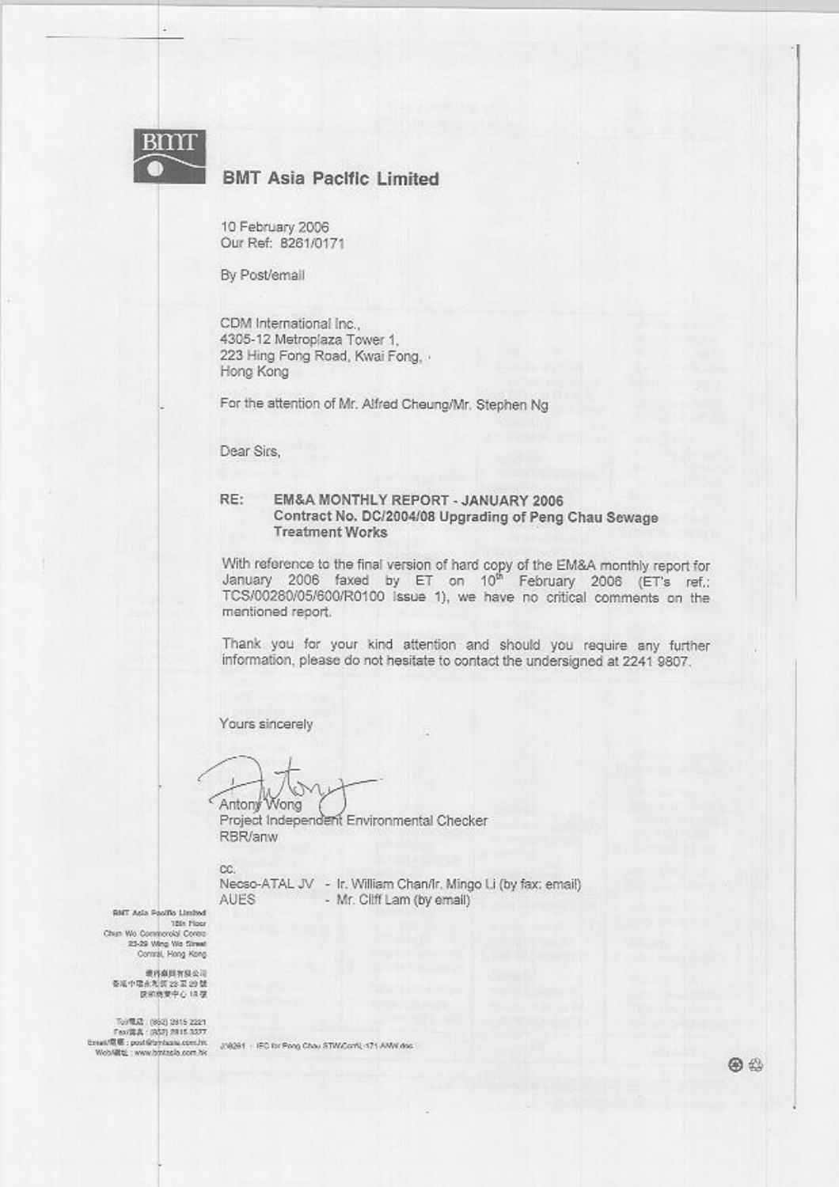**BMT Asia Pacific Limited**

10 February 2006
Our Ref: 8261/0171

By Post/email

CDM International Inc.,
4305-12 Metroplaza Tower 1,
223 Hing Fong Road, Kwai Fong,
Hong Kong

For the attention of Mr. Alfred Cheung/Mr. Stephen Ng

Dear Sirs,

RE: **EM&A MONTHLY REPORT - JANUARY 2006**
**Contract No. DC/2004/08 Upgrading of Peng Chau Sewage Treatment Works**

With reference to the final version of hard copy of the EM&A monthly report for January 2006 faxed by ET on 10th February 2006 (ET's ref.: TCS/00280/05/600/R0100 Issue 1), we have no critical comments on the mentioned report.

Thank you for your kind attention and should you require any further information, please do not hesitate to contact the undersigned at 2241 9807.

Yours sincerely

Antony Wong
Project Independent Environmental Checker
RBR/anw

cc.
Necso-ATAL JV - Ir. William Chan/Ir. Mingo Li (by fax: email)
AUES - Mr. Cliff Lam (by email)

BMT Asia Pacific Limited
18th Floor
Chun Wo Commercial Centre
23-29 Wing Wo Street
Central, Hong Kong

Tel: (852) 2815 2221
Fax: (852) 2815 3377
Email: post@bmtasia.com.hk
Web: www.bmtasia.com.hk

J/8261 - IEC for Peng Chau STW/Corr/L-171-ANW.doc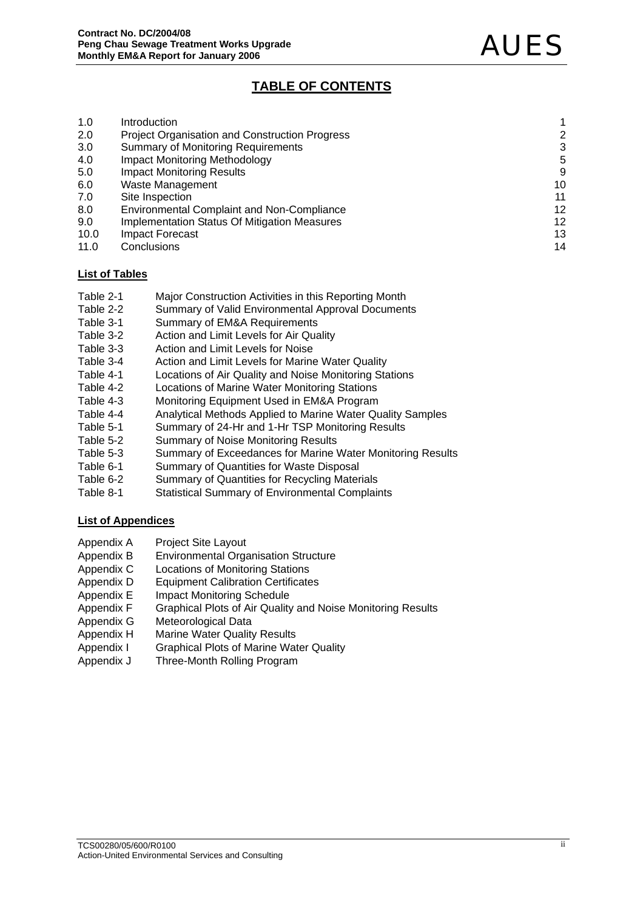# TABLE OF CONTENTS

| | | |
|---|---|---|
| 1.0 | Introduction | 1 |
| 2.0 | Project Organisation and Construction Progress | 2 |
| 3.0 | Summary of Monitoring Requirements | 3 |
| 4.0 | Impact Monitoring Methodology | 5 |
| 5.0 | Impact Monitoring Results | 9 |
| 6.0 | Waste Management | 10 |
| 7.0 | Site Inspection | 11 |
| 8.0 | Environmental Complaint and Non-Compliance | 12 |
| 9.0 | Implementation Status Of Mitigation Measures | 12 |
| 10.0 | Impact Forecast | 13 |
| 11.0 | Conclusions | 14 |

**List of Tables**

| | |
|---|---|
| Table 2-1 | Major Construction Activities in this Reporting Month |
| Table 2-2 | Summary of Valid Environmental Approval Documents |
| Table 3-1 | Summary of EM&A Requirements |
| Table 3-2 | Action and Limit Levels for Air Quality |
| Table 3-3 | Action and Limit Levels for Noise |
| Table 3-4 | Action and Limit Levels for Marine Water Quality |
| Table 4-1 | Locations of Air Quality and Noise Monitoring Stations |
| Table 4-2 | Locations of Marine Water Monitoring Stations |
| Table 4-3 | Monitoring Equipment Used in EM&A Program |
| Table 4-4 | Analytical Methods Applied to Marine Water Quality Samples |
| Table 5-1 | Summary of 24-Hr and 1-Hr TSP Monitoring Results |
| Table 5-2 | Summary of Noise Monitoring Results |
| Table 5-3 | Summary of Exceedances for Marine Water Monitoring Results |
| Table 6-1 | Summary of Quantities for Waste Disposal |
| Table 6-2 | Summary of Quantities for Recycling Materials |
| Table 8-1 | Statistical Summary of Environmental Complaints |

**List of Appendices**

| | |
|---|---|
| Appendix A | Project Site Layout |
| Appendix B | Environmental Organisation Structure |
| Appendix C | Locations of Monitoring Stations |
| Appendix D | Equipment Calibration Certificates |
| Appendix E | Impact Monitoring Schedule |
| Appendix F | Graphical Plots of Air Quality and Noise Monitoring Results |
| Appendix G | Meteorological Data |
| Appendix H | Marine Water Quality Results |
| Appendix I | Graphical Plots of Marine Water Quality |
| Appendix J | Three-Month Rolling Program |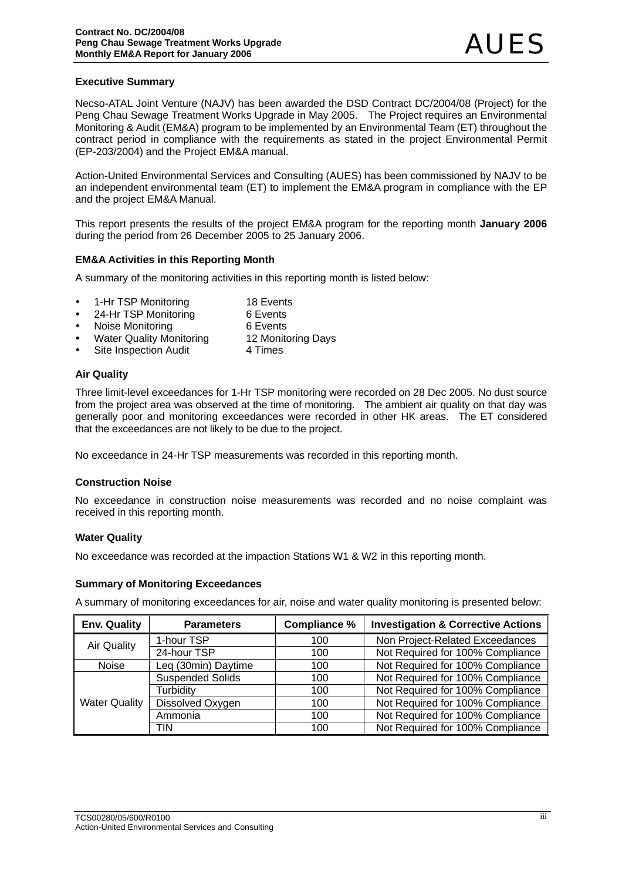## Executive Summary

Necso-ATAL Joint Venture (NAJV) has been awarded the DSD Contract DC/2004/08 (Project) for the Peng Chau Sewage Treatment Works Upgrade in May 2005. The Project requires an Environmental Monitoring & Audit (EM&A) program to be implemented by an Environmental Team (ET) throughout the contract period in compliance with the requirements as stated in the project Environmental Permit (EP-203/2004) and the Project EM&A manual.

Action-United Environmental Services and Consulting (AUES) has been commissioned by NAJV to be an independent environmental team (ET) to implement the EM&A program in compliance with the EP and the project EM&A Manual.

This report presents the results of the project EM&A program for the reporting month **January 2006** during the period from 26 December 2005 to 25 January 2006.

### EM&A Activities in this Reporting Month

A summary of the monitoring activities in this reporting month is listed below:

- 1-Hr TSP Monitoring 18 Events
- 24-Hr TSP Monitoring 6 Events
- Noise Monitoring 6 Events
- Water Quality Monitoring 12 Monitoring Days
- Site Inspection Audit 4 Times

### Air Quality

Three limit-level exceedances for 1-Hr TSP monitoring were recorded on 28 Dec 2005. No dust source from the project area was observed at the time of monitoring. The ambient air quality on that day was generally poor and monitoring exceedances were recorded in other HK areas. The ET considered that the exceedances are not likely to be due to the project.

No exceedance in 24-Hr TSP measurements was recorded in this reporting month.

### Construction Noise

No exceedance in construction noise measurements was recorded and no noise complaint was received in this reporting month.

### Water Quality

No exceedance was recorded at the impaction Stations W1 & W2 in this reporting month.

### Summary of Monitoring Exceedances

A summary of monitoring exceedances for air, noise and water quality monitoring is presented below:

| Env. Quality | Parameters | Compliance % | Investigation & Corrective Actions |
|---|---|---|---|
| Air Quality | 1-hour TSP | 100 | Non Project-Related Exceedances |
| | 24-hour TSP | 100 | Not Required for 100% Compliance |
| Noise | Leq (30min) Daytime | 100 | Not Required for 100% Compliance |
| Water Quality | Suspended Solids | 100 | Not Required for 100% Compliance |
| | Turbidity | 100 | Not Required for 100% Compliance |
| | Dissolved Oxygen | 100 | Not Required for 100% Compliance |
| | Ammonia | 100 | Not Required for 100% Compliance |
| | TIN | 100 | Not Required for 100% Compliance |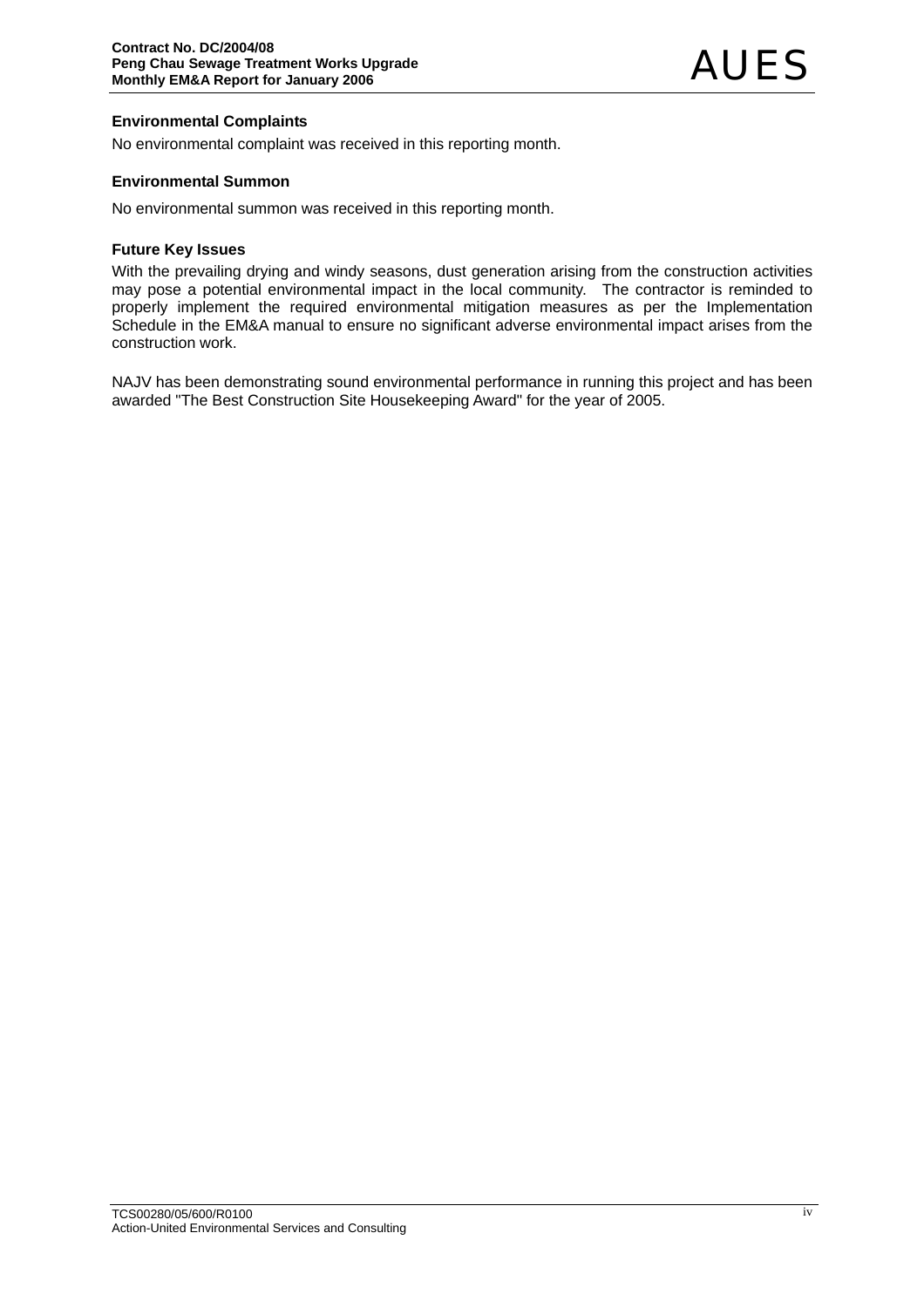### Environmental Complaints

No environmental complaint was received in this reporting month.

### Environmental Summon

No environmental summon was received in this reporting month.

### Future Key Issues

With the prevailing drying and windy seasons, dust generation arising from the construction activities may pose a potential environmental impact in the local community. The contractor is reminded to properly implement the required environmental mitigation measures as per the Implementation Schedule in the EM&A manual to ensure no significant adverse environmental impact arises from the construction work.

NAJV has been demonstrating sound environmental performance in running this project and has been awarded "The Best Construction Site Housekeeping Award" for the year of 2005.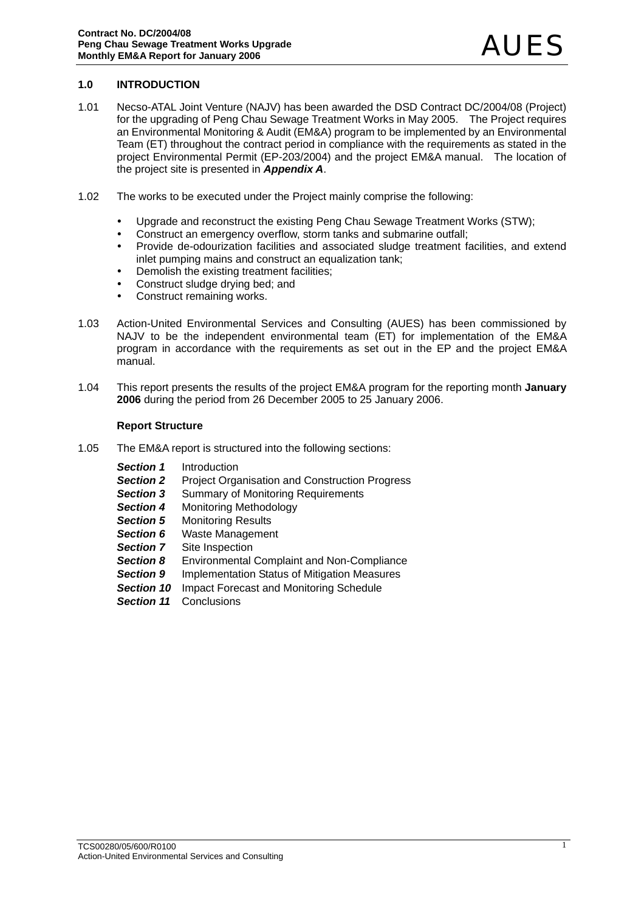## 1.0 INTRODUCTION

1.01 Necso-ATAL Joint Venture (NAJV) has been awarded the DSD Contract DC/2004/08 (Project) for the upgrading of Peng Chau Sewage Treatment Works in May 2005. The Project requires an Environmental Monitoring & Audit (EM&A) program to be implemented by an Environmental Team (ET) throughout the contract period in compliance with the requirements as stated in the project Environmental Permit (EP-203/2004) and the project EM&A manual. The location of the project site is presented in ***Appendix A***.

1.02 The works to be executed under the Project mainly comprise the following:

- Upgrade and reconstruct the existing Peng Chau Sewage Treatment Works (STW);
- Construct an emergency overflow, storm tanks and submarine outfall;
- Provide de-odourization facilities and associated sludge treatment facilities, and extend inlet pumping mains and construct an equalization tank;
- Demolish the existing treatment facilities;
- Construct sludge drying bed; and
- Construct remaining works.

1.03 Action-United Environmental Services and Consulting (AUES) has been commissioned by NAJV to be the independent environmental team (ET) for implementation of the EM&A program in accordance with the requirements as set out in the EP and the project EM&A manual.

1.04 This report presents the results of the project EM&A program for the reporting month **January 2006** during the period from 26 December 2005 to 25 January 2006.

### Report Structure

1.05 The EM&A report is structured into the following sections:

***Section 1*** Introduction
***Section 2*** Project Organisation and Construction Progress
***Section 3*** Summary of Monitoring Requirements
***Section 4*** Monitoring Methodology
***Section 5*** Monitoring Results
***Section 6*** Waste Management
***Section 7*** Site Inspection
***Section 8*** Environmental Complaint and Non-Compliance
***Section 9*** Implementation Status of Mitigation Measures
***Section 10*** Impact Forecast and Monitoring Schedule
***Section 11*** Conclusions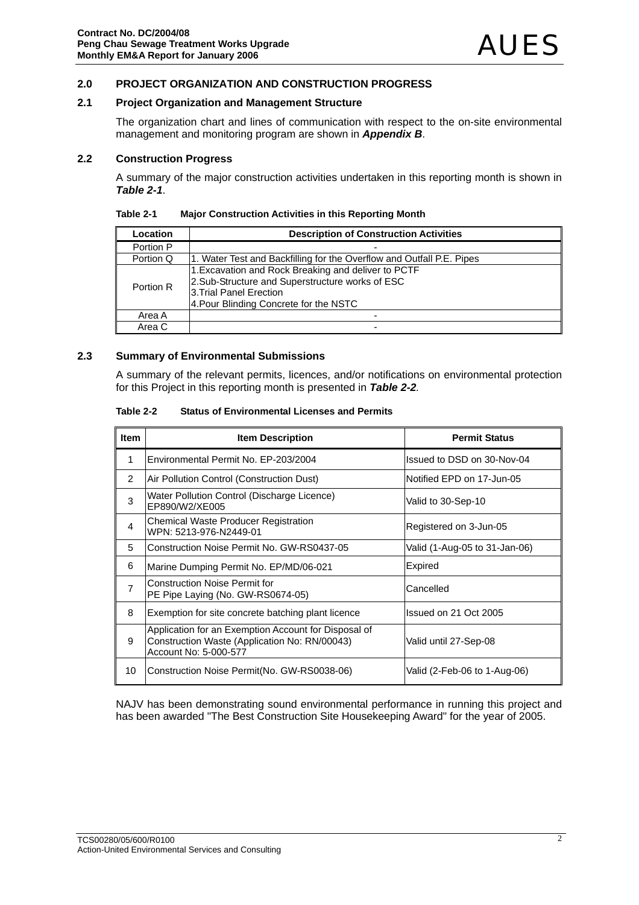## 2.0 PROJECT ORGANIZATION AND CONSTRUCTION PROGRESS

### 2.1 Project Organization and Management Structure

The organization chart and lines of communication with respect to the on-site environmental management and monitoring program are shown in ***Appendix B***.

### 2.2 Construction Progress

A summary of the major construction activities undertaken in this reporting month is shown in ***Table 2-1***.

**Table 2-1 Major Construction Activities in this Reporting Month**

| Location | Description of Construction Activities |
|---|---|
| Portion P | - |
| Portion Q | 1. Water Test and Backfilling for the Overflow and Outfall P.E. Pipes |
| Portion R | 1.Excavation and Rock Breaking and deliver to PCTF<br>2.Sub-Structure and Superstructure works of ESC<br>3.Trial Panel Erection<br>4.Pour Blinding Concrete for the NSTC |
| Area A | - |
| Area C | - |

### 2.3 Summary of Environmental Submissions

A summary of the relevant permits, licences, and/or notifications on environmental protection for this Project in this reporting month is presented in ***Table 2-2***.

**Table 2-2 Status of Environmental Licenses and Permits**

| Item | Item Description | Permit Status |
|---|---|---|
| 1 | Environmental Permit No. EP-203/2004 | Issued to DSD on 30-Nov-04 |
| 2 | Air Pollution Control (Construction Dust) | Notified EPD on 17-Jun-05 |
| 3 | Water Pollution Control (Discharge Licence) EP890/W2/XE005 | Valid to 30-Sep-10 |
| 4 | Chemical Waste Producer Registration WPN: 5213-976-N2449-01 | Registered on 3-Jun-05 |
| 5 | Construction Noise Permit No. GW-RS0437-05 | Valid (1-Aug-05 to 31-Jan-06) |
| 6 | Marine Dumping Permit No. EP/MD/06-021 | Expired |
| 7 | Construction Noise Permit for PE Pipe Laying (No. GW-RS0674-05) | Cancelled |
| 8 | Exemption for site concrete batching plant licence | Issued on 21 Oct 2005 |
| 9 | Application for an Exemption Account for Disposal of Construction Waste (Application No: RN/00043) Account No: 5-000-577 | Valid until 27-Sep-08 |
| 10 | Construction Noise Permit(No. GW-RS0038-06) | Valid (2-Feb-06 to 1-Aug-06) |

NAJV has been demonstrating sound environmental performance in running this project and has been awarded "The Best Construction Site Housekeeping Award" for the year of 2005.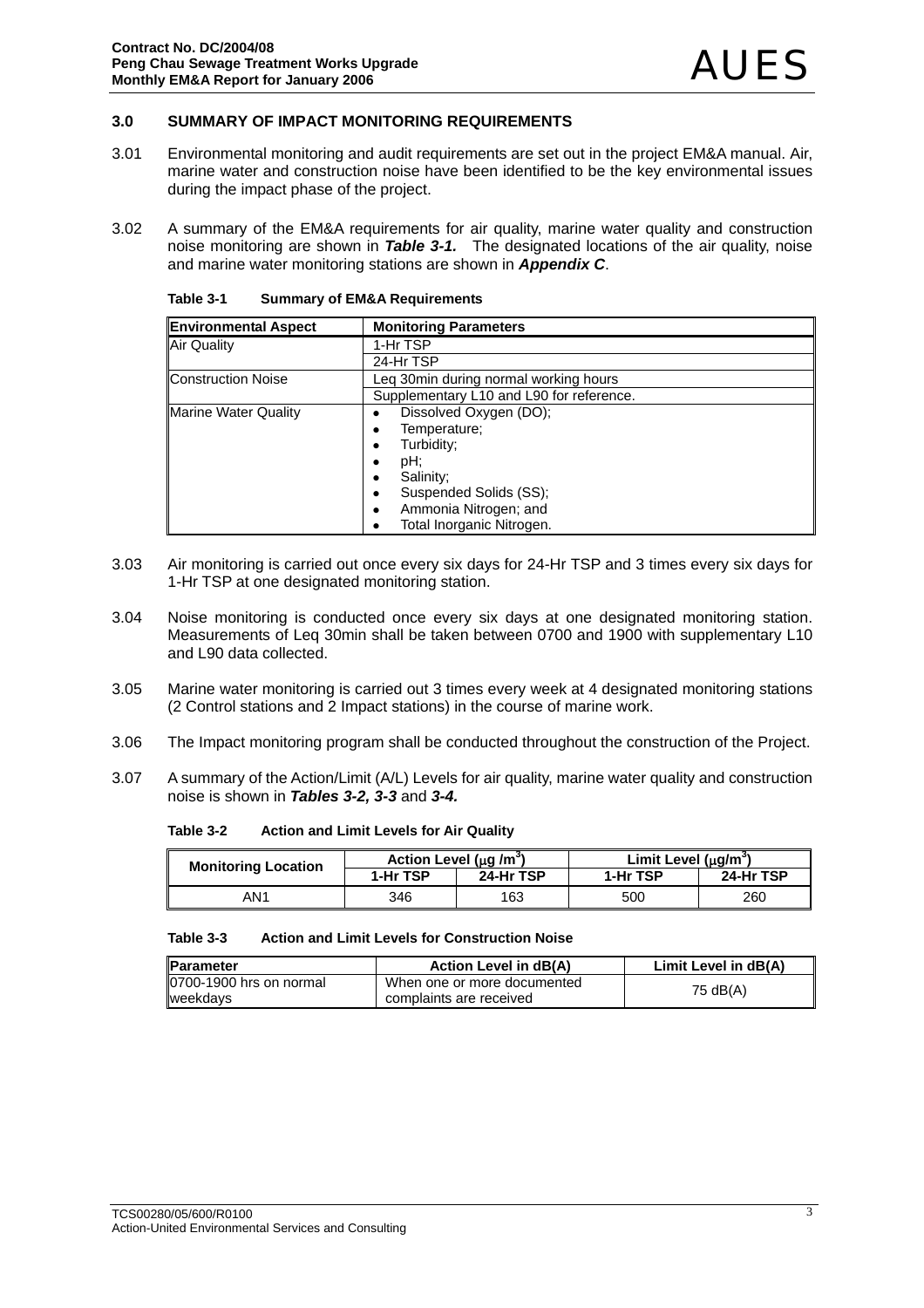## 3.0 SUMMARY OF IMPACT MONITORING REQUIREMENTS

3.01 Environmental monitoring and audit requirements are set out in the project EM&A manual. Air, marine water and construction noise have been identified to be the key environmental issues during the impact phase of the project.

3.02 A summary of the EM&A requirements for air quality, marine water quality and construction noise monitoring are shown in ***Table 3-1.*** The designated locations of the air quality, noise and marine water monitoring stations are shown in ***Appendix C***.

**Table 3-1 Summary of EM&A Requirements**

| Environmental Aspect | Monitoring Parameters |
|---|---|
| Air Quality | 1-Hr TSP |
| | 24-Hr TSP |
| Construction Noise | Leq 30min during normal working hours |
| | Supplementary L10 and L90 for reference. |
| Marine Water Quality | • Dissolved Oxygen (DO);<br>• Temperature;<br>• Turbidity;<br>• pH;<br>• Salinity;<br>• Suspended Solids (SS);<br>• Ammonia Nitrogen; and<br>• Total Inorganic Nitrogen. |

3.03 Air monitoring is carried out once every six days for 24-Hr TSP and 3 times every six days for 1-Hr TSP at one designated monitoring station.

3.04 Noise monitoring is conducted once every six days at one designated monitoring station. Measurements of Leq 30min shall be taken between 0700 and 1900 with supplementary L10 and L90 data collected.

3.05 Marine water monitoring is carried out 3 times every week at 4 designated monitoring stations (2 Control stations and 2 Impact stations) in the course of marine work.

3.06 The Impact monitoring program shall be conducted throughout the construction of the Project.

3.07 A summary of the Action/Limit (A/L) Levels for air quality, marine water quality and construction noise is shown in ***Tables 3-2, 3-3*** and ***3-4.***

**Table 3-2 Action and Limit Levels for Air Quality**

| Monitoring Location | Action Level ($\mu$g /m$^3$) | | Limit Level ($\mu$g/m$^3$) | |
|---|---|---|---|---|
| | 1-Hr TSP | 24-Hr TSP | 1-Hr TSP | 24-Hr TSP |
| AN1 | 346 | 163 | 500 | 260 |

**Table 3-3 Action and Limit Levels for Construction Noise**

| Parameter | Action Level in dB(A) | Limit Level in dB(A) |
|---|---|---|
| 0700-1900 hrs on normal weekdays | When one or more documented complaints are received | 75 dB(A) |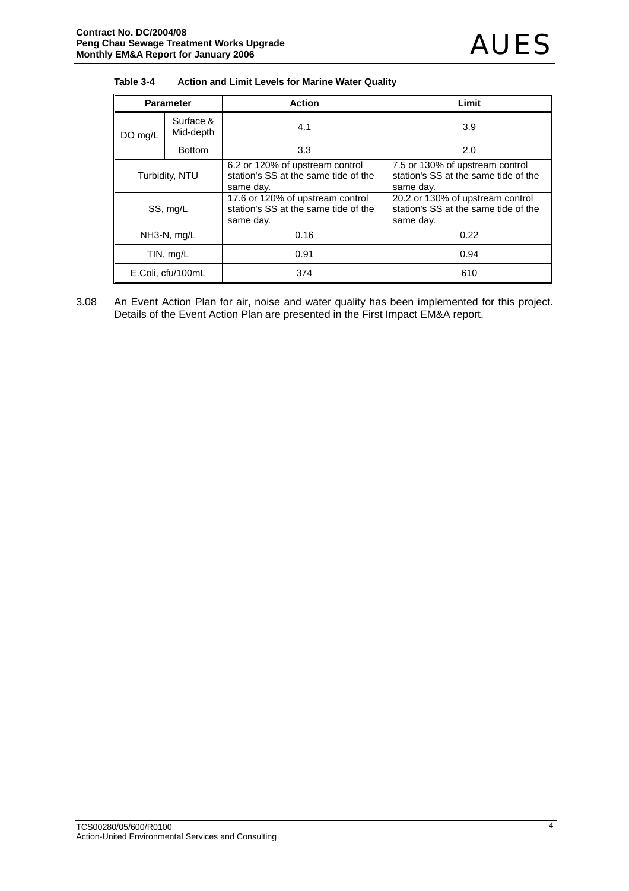**Table 3-4 Action and Limit Levels for Marine Water Quality**

| Parameter | | Action | Limit |
|---|---|---|---|
| DO mg/L | Surface & Mid-depth | 4.1 | 3.9 |
| | Bottom | 3.3 | 2.0 |
| Turbidity, NTU | | 6.2 or 120% of upstream control station's SS at the same tide of the same day. | 7.5 or 130% of upstream control station's SS at the same tide of the same day. |
| SS, mg/L | | 17.6 or 120% of upstream control station's SS at the same tide of the same day. | 20.2 or 130% of upstream control station's SS at the same tide of the same day. |
| $NH_3$-N, mg/L | | 0.16 | 0.22 |
| TIN, mg/L | | 0.91 | 0.94 |
| E.Coli, cfu/100mL | | 374 | 610 |

3.08 An Event Action Plan for air, noise and water quality has been implemented for this project. Details of the Event Action Plan are presented in the First Impact EM&A report.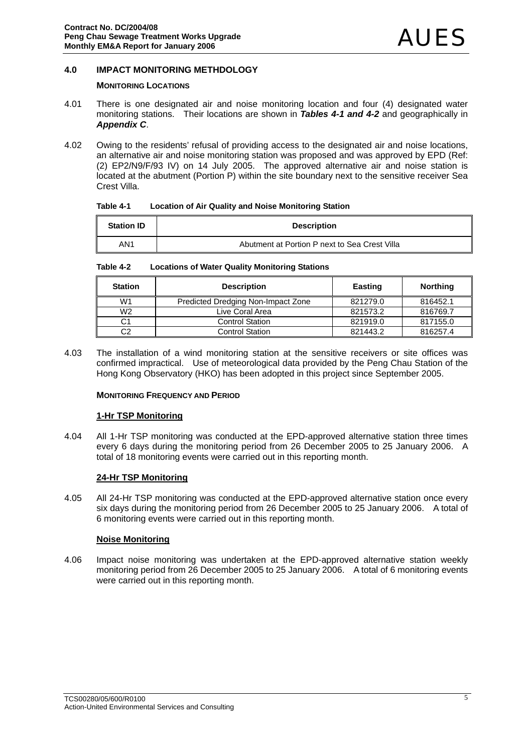## 4.0 IMPACT MONITORING METHDOLOGY

### MONITORING LOCATIONS

4.01 There is one designated air and noise monitoring location and four (4) designated water monitoring stations. Their locations are shown in ***Tables 4-1 and 4-2*** and geographically in ***Appendix C***.

4.02 Owing to the residents' refusal of providing access to the designated air and noise locations, an alternative air and noise monitoring station was proposed and was approved by EPD (Ref: (2) EP2/N9/F/93 IV) on 14 July 2005. The approved alternative air and noise station is located at the abutment (Portion P) within the site boundary next to the sensitive receiver Sea Crest Villa.

**Table 4-1 Location of Air Quality and Noise Monitoring Station**

| Station ID | Description |
|---|---|
| AN1 | Abutment at Portion P next to Sea Crest Villa |

**Table 4-2 Locations of Water Quality Monitoring Stations**

| Station | Description | Easting | Northing |
|---|---|---|---|
| W1 | Predicted Dredging Non-Impact Zone | 821279.0 | 816452.1 |
| W2 | Live Coral Area | 821573.2 | 816769.7 |
| C1 | Control Station | 821919.0 | 817155.0 |
| C2 | Control Station | 821443.2 | 816257.4 |

4.03 The installation of a wind monitoring station at the sensitive receivers or site offices was confirmed impractical. Use of meteorological data provided by the Peng Chau Station of the Hong Kong Observatory (HKO) has been adopted in this project since September 2005.

### MONITORING FREQUENCY AND PERIOD

**<u>1-Hr TSP Monitoring</u>**

4.04 All 1-Hr TSP monitoring was conducted at the EPD-approved alternative station three times every 6 days during the monitoring period from 26 December 2005 to 25 January 2006. A total of 18 monitoring events were carried out in this reporting month.

**<u>24-Hr TSP Monitoring</u>**

4.05 All 24-Hr TSP monitoring was conducted at the EPD-approved alternative station once every six days during the monitoring period from 26 December 2005 to 25 January 2006. A total of 6 monitoring events were carried out in this reporting month.

**<u>Noise Monitoring</u>**

4.06 Impact noise monitoring was undertaken at the EPD-approved alternative station weekly monitoring period from 26 December 2005 to 25 January 2006. A total of 6 monitoring events were carried out in this reporting month.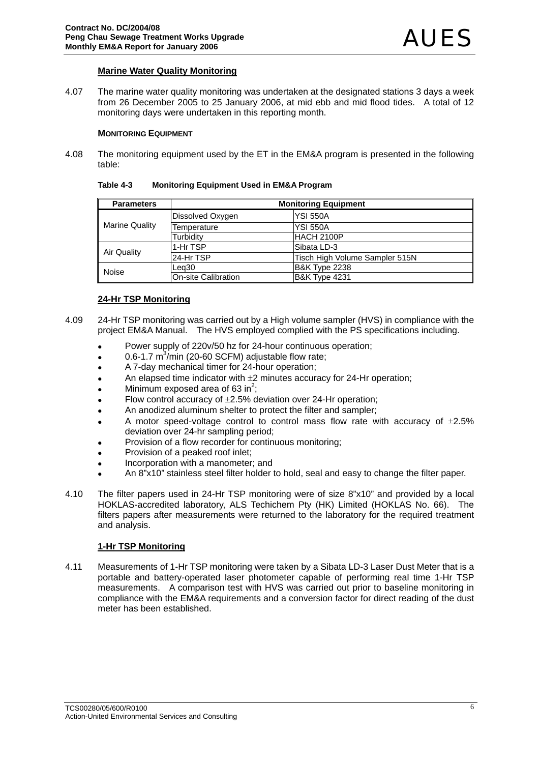### Marine Water Quality Monitoring

4.07 The marine water quality monitoring was undertaken at the designated stations 3 days a week from 26 December 2005 to 25 January 2006, at mid ebb and mid flood tides. A total of 12 monitoring days were undertaken in this reporting month.

#### MONITORING EQUIPMENT

4.08 The monitoring equipment used by the ET in the EM&A program is presented in the following table:

**Table 4-3 Monitoring Equipment Used in EM&A Program**

| Parameters | Monitoring Equipment | |
|---|---|---|
| Marine Quality | Dissolved Oxygen | YSI 550A |
| | Temperature | YSI 550A |
| | Turbidity | HACH 2100P |
| Air Quality | 1-Hr TSP | Sibata LD-3 |
| | 24-Hr TSP | Tisch High Volume Sampler 515N |
| Noise | Leq30 | B&K Type 2238 |
| | On-site Calibration | B&K Type 4231 |

### 24-Hr TSP Monitoring

4.09 24-Hr TSP monitoring was carried out by a High volume sampler (HVS) in compliance with the project EM&A Manual. The HVS employed complied with the PS specifications including.

- Power supply of 220v/50 hz for 24-hour continuous operation;
- 0.6-1.7 $m^3$/min (20-60 SCFM) adjustable flow rate;
- A 7-day mechanical timer for 24-hour operation;
- An elapsed time indicator with ±2 minutes accuracy for 24-Hr operation;
- Minimum exposed area of 63 $in^2$;
- Flow control accuracy of ±2.5% deviation over 24-Hr operation;
- An anodized aluminum shelter to protect the filter and sampler;
- A motor speed-voltage control to control mass flow rate with accuracy of ±2.5% deviation over 24-hr sampling period;
- Provision of a flow recorder for continuous monitoring;
- Provision of a peaked roof inlet;
- Incorporation with a manometer; and
- An 8"x10" stainless steel filter holder to hold, seal and easy to change the filter paper.

4.10 The filter papers used in 24-Hr TSP monitoring were of size 8"x10" and provided by a local HOKLAS-accredited laboratory, ALS Techichem Pty (HK) Limited (HOKLAS No. 66). The filters papers after measurements were returned to the laboratory for the required treatment and analysis.

### 1-Hr TSP Monitoring

4.11 Measurements of 1-Hr TSP monitoring were taken by a Sibata LD-3 Laser Dust Meter that is a portable and battery-operated laser photometer capable of performing real time 1-Hr TSP measurements. A comparison test with HVS was carried out prior to baseline monitoring in compliance with the EM&A requirements and a conversion factor for direct reading of the dust meter has been established.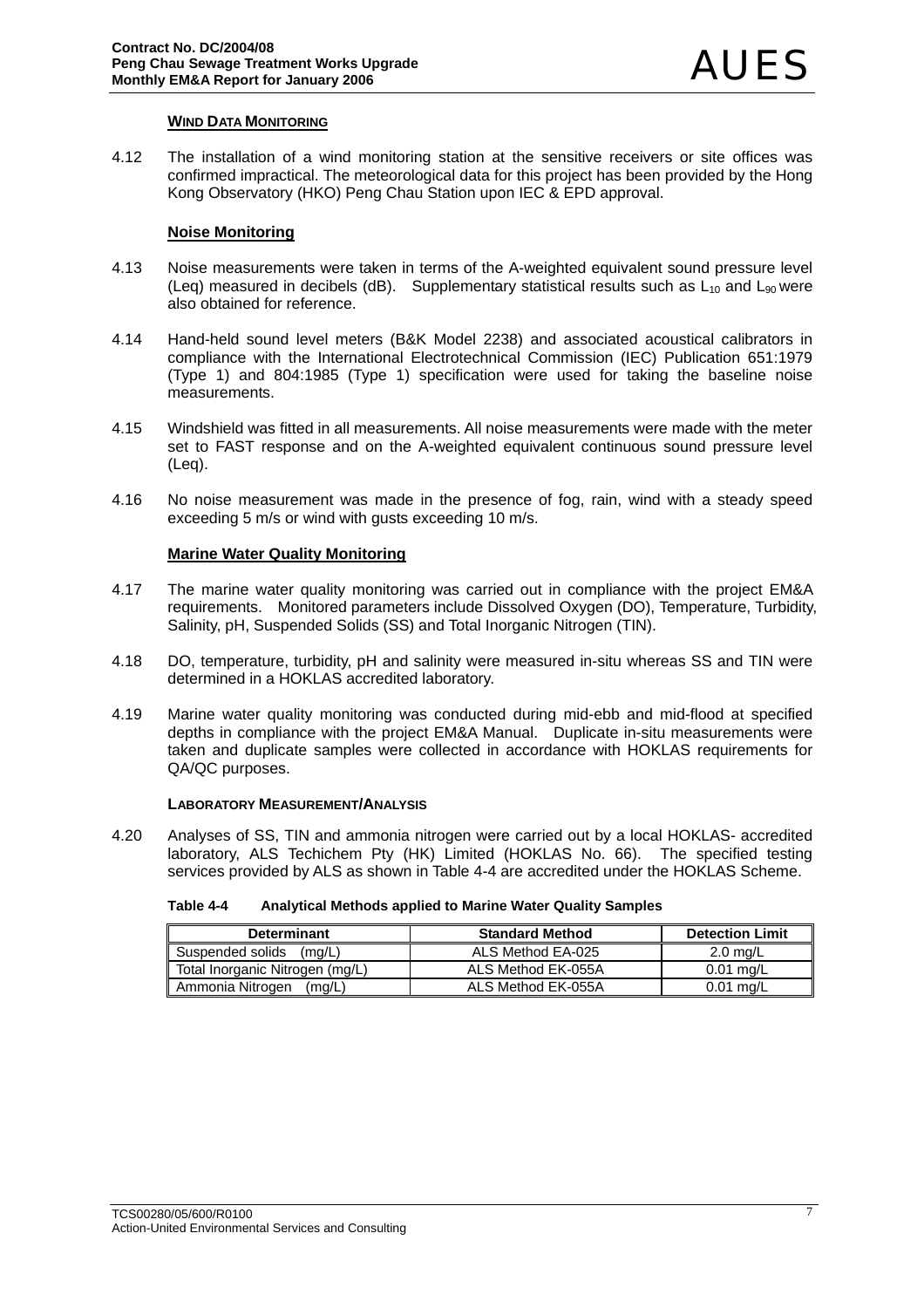### WIND DATA MONITORING

4.12 The installation of a wind monitoring station at the sensitive receivers or site offices was confirmed impractical. The meteorological data for this project has been provided by the Hong Kong Observatory (HKO) Peng Chau Station upon IEC & EPD approval.

### Noise Monitoring

4.13 Noise measurements were taken in terms of the A-weighted equivalent sound pressure level (Leq) measured in decibels (dB). Supplementary statistical results such as $L_{10}$ and $L_{90}$ were also obtained for reference.

4.14 Hand-held sound level meters (B&K Model 2238) and associated acoustical calibrators in compliance with the International Electrotechnical Commission (IEC) Publication 651:1979 (Type 1) and 804:1985 (Type 1) specification were used for taking the baseline noise measurements.

4.15 Windshield was fitted in all measurements. All noise measurements were made with the meter set to FAST response and on the A-weighted equivalent continuous sound pressure level (Leq).

4.16 No noise measurement was made in the presence of fog, rain, wind with a steady speed exceeding 5 m/s or wind with gusts exceeding 10 m/s.

### Marine Water Quality Monitoring

4.17 The marine water quality monitoring was carried out in compliance with the project EM&A requirements. Monitored parameters include Dissolved Oxygen (DO), Temperature, Turbidity, Salinity, pH, Suspended Solids (SS) and Total Inorganic Nitrogen (TIN).

4.18 DO, temperature, turbidity, pH and salinity were measured in-situ whereas SS and TIN were determined in a HOKLAS accredited laboratory.

4.19 Marine water quality monitoring was conducted during mid-ebb and mid-flood at specified depths in compliance with the project EM&A Manual. Duplicate in-situ measurements were taken and duplicate samples were collected in accordance with HOKLAS requirements for QA/QC purposes.

### LABORATORY MEASUREMENT/ANALYSIS

4.20 Analyses of SS, TIN and ammonia nitrogen were carried out by a local HOKLAS- accredited laboratory, ALS Techichem Pty (HK) Limited (HOKLAS No. 66). The specified testing services provided by ALS as shown in Table 4-4 are accredited under the HOKLAS Scheme.

**Table 4-4 Analytical Methods applied to Marine Water Quality Samples**

| Determinant | Standard Method | Detection Limit |
|---|---|---|
| Suspended solids (mg/L) | ALS Method EA-025 | 2.0 mg/L |
| Total Inorganic Nitrogen (mg/L) | ALS Method EK-055A | 0.01 mg/L |
| Ammonia Nitrogen (mg/L) | ALS Method EK-055A | 0.01 mg/L |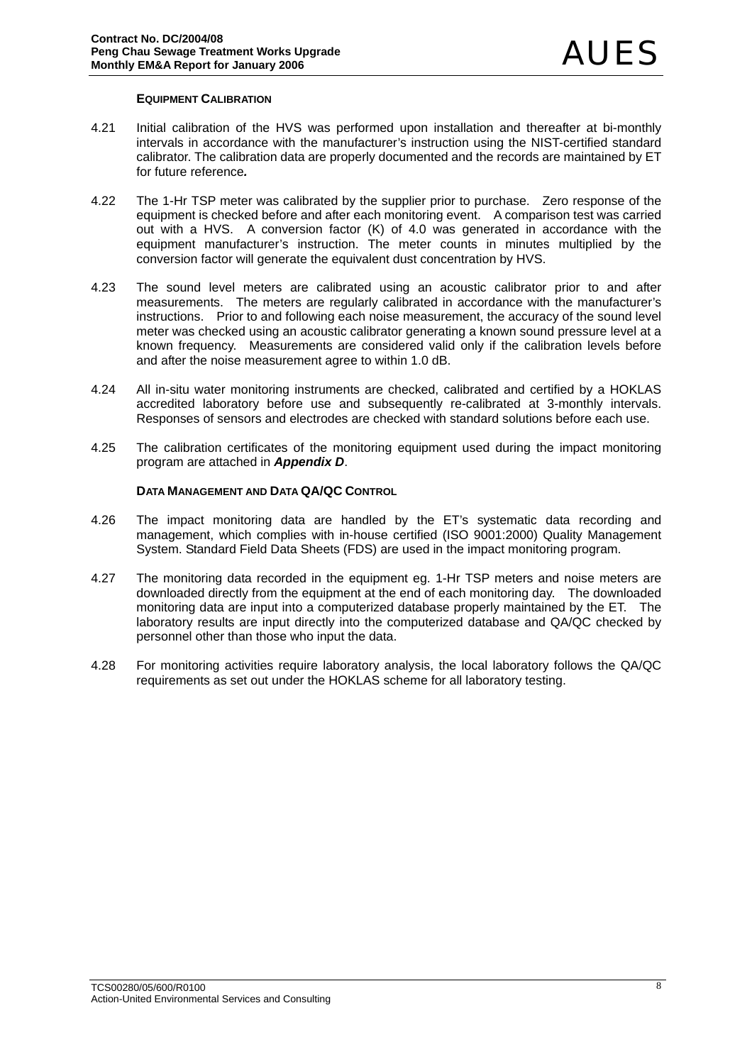#### EQUIPMENT CALIBRATION

4.21 Initial calibration of the HVS was performed upon installation and thereafter at bi-monthly intervals in accordance with the manufacturer's instruction using the NIST-certified standard calibrator. The calibration data are properly documented and the records are maintained by ET for future reference***.***

4.22 The 1-Hr TSP meter was calibrated by the supplier prior to purchase. Zero response of the equipment is checked before and after each monitoring event. A comparison test was carried out with a HVS. A conversion factor (K) of 4.0 was generated in accordance with the equipment manufacturer's instruction. The meter counts in minutes multiplied by the conversion factor will generate the equivalent dust concentration by HVS.

4.23 The sound level meters are calibrated using an acoustic calibrator prior to and after measurements. The meters are regularly calibrated in accordance with the manufacturer's instructions. Prior to and following each noise measurement, the accuracy of the sound level meter was checked using an acoustic calibrator generating a known sound pressure level at a known frequency. Measurements are considered valid only if the calibration levels before and after the noise measurement agree to within 1.0 dB.

4.24 All in-situ water monitoring instruments are checked, calibrated and certified by a HOKLAS accredited laboratory before use and subsequently re-calibrated at 3-monthly intervals. Responses of sensors and electrodes are checked with standard solutions before each use.

4.25 The calibration certificates of the monitoring equipment used during the impact monitoring program are attached in ***Appendix D***.

#### DATA MANAGEMENT AND DATA QA/QC CONTROL

4.26 The impact monitoring data are handled by the ET's systematic data recording and management, which complies with in-house certified (ISO 9001:2000) Quality Management System. Standard Field Data Sheets (FDS) are used in the impact monitoring program.

4.27 The monitoring data recorded in the equipment eg. 1-Hr TSP meters and noise meters are downloaded directly from the equipment at the end of each monitoring day. The downloaded monitoring data are input into a computerized database properly maintained by the ET. The laboratory results are input directly into the computerized database and QA/QC checked by personnel other than those who input the data.

4.28 For monitoring activities require laboratory analysis, the local laboratory follows the QA/QC requirements as set out under the HOKLAS scheme for all laboratory testing.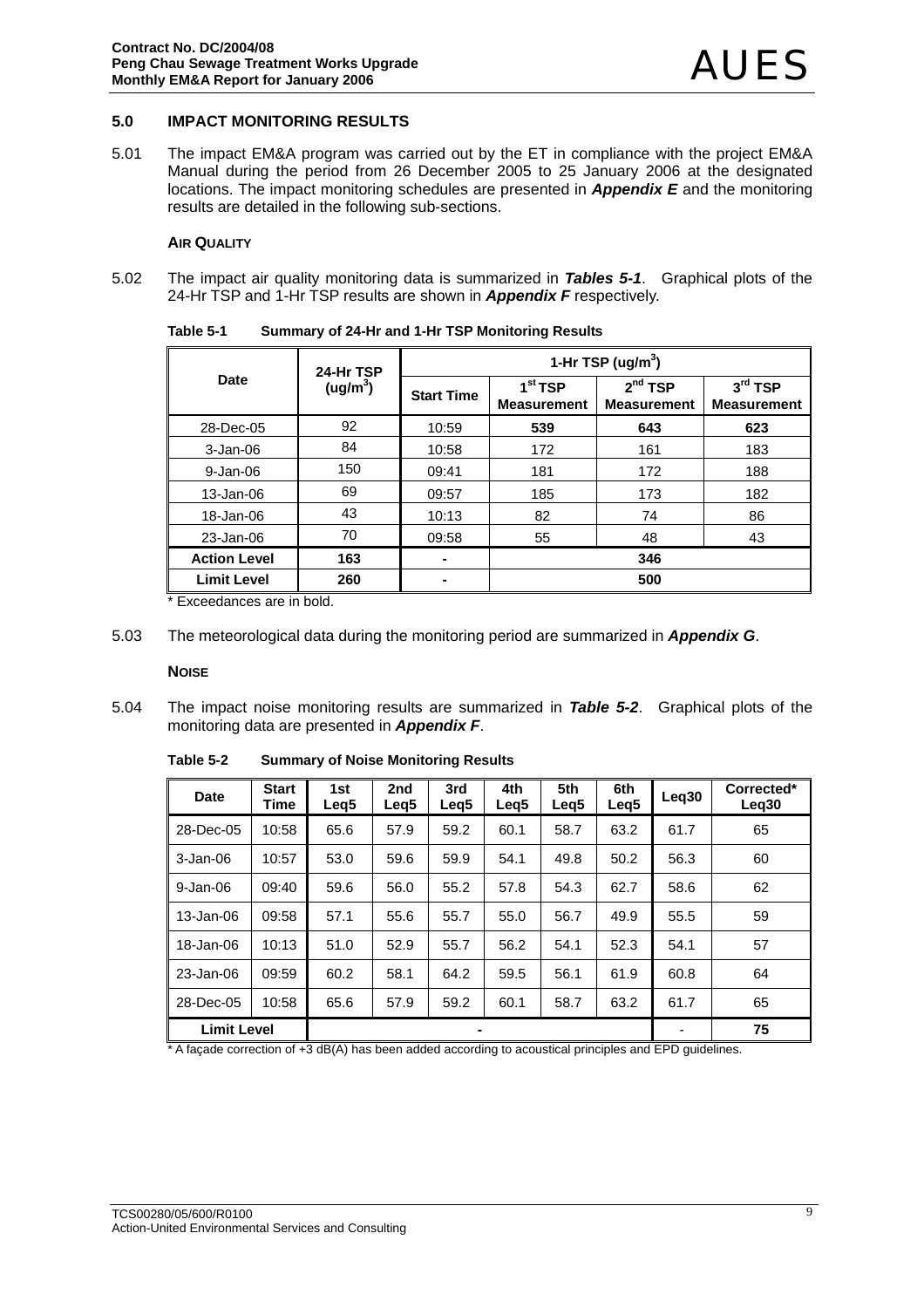## 5.0 IMPACT MONITORING RESULTS

5.01 The impact EM&A program was carried out by the ET in compliance with the project EM&A Manual during the period from 26 December 2005 to 25 January 2006 at the designated locations. The impact monitoring schedules are presented in ***Appendix E*** and the monitoring results are detailed in the following sub-sections.

### AIR QUALITY

5.02 The impact air quality monitoring data is summarized in ***Tables 5-1***. Graphical plots of the 24-Hr TSP and 1-Hr TSP results are shown in ***Appendix F*** respectively.

**Table 5-1 Summary of 24-Hr and 1-Hr TSP Monitoring Results**

| Date | 24-Hr TSP ($ug/m^3$) | 1-Hr TSP ($ug/m^3$) | | | |
|---|---|---|---|---|---|
| | | Start Time | 1st TSP Measurement | 2nd TSP Measurement | 3rd TSP Measurement |
| 28-Dec-05 | 92 | 10:59 | **539** | **643** | **623** |
| 3-Jan-06 | 84 | 10:58 | 172 | 161 | 183 |
| 9-Jan-06 | 150 | 09:41 | 181 | 172 | 188 |
| 13-Jan-06 | 69 | 09:57 | 185 | 173 | 182 |
| 18-Jan-06 | 43 | 10:13 | 82 | 74 | 86 |
| 23-Jan-06 | 70 | 09:58 | 55 | 48 | 43 |
| **Action Level** | **163** | **-** | **346** | | |
| **Limit Level** | **260** | **-** | **500** | | |

\* Exceedances are in bold.

5.03 The meteorological data during the monitoring period are summarized in ***Appendix G***.

### NOISE

5.04 The impact noise monitoring results are summarized in ***Table 5-2***. Graphical plots of the monitoring data are presented in ***Appendix F***.

**Table 5-2 Summary of Noise Monitoring Results**

| Date | Start Time | 1st Leq5 | 2nd Leq5 | 3rd Leq5 | 4th Leq5 | 5th Leq5 | 6th Leq5 | Leq30 | Corrected* Leq30 |
|---|---|---|---|---|---|---|---|---|---|
| 28-Dec-05 | 10:58 | 65.6 | 57.9 | 59.2 | 60.1 | 58.7 | 63.2 | 61.7 | 65 |
| 3-Jan-06 | 10:57 | 53.0 | 59.6 | 59.9 | 54.1 | 49.8 | 50.2 | 56.3 | 60 |
| 9-Jan-06 | 09:40 | 59.6 | 56.0 | 55.2 | 57.8 | 54.3 | 62.7 | 58.6 | 62 |
| 13-Jan-06 | 09:58 | 57.1 | 55.6 | 55.7 | 55.0 | 56.7 | 49.9 | 55.5 | 59 |
| 18-Jan-06 | 10:13 | 51.0 | 52.9 | 55.7 | 56.2 | 54.1 | 52.3 | 54.1 | 57 |
| 23-Jan-06 | 09:59 | 60.2 | 58.1 | 64.2 | 59.5 | 56.1 | 61.9 | 60.8 | 64 |
| 28-Dec-05 | 10:58 | 65.6 | 57.9 | 59.2 | 60.1 | 58.7 | 63.2 | 61.7 | 65 |
| **Limit Level** | | - | | | | | | - | **75** |

\* A façade correction of +3 dB(A) has been added according to acoustical principles and EPD guidelines.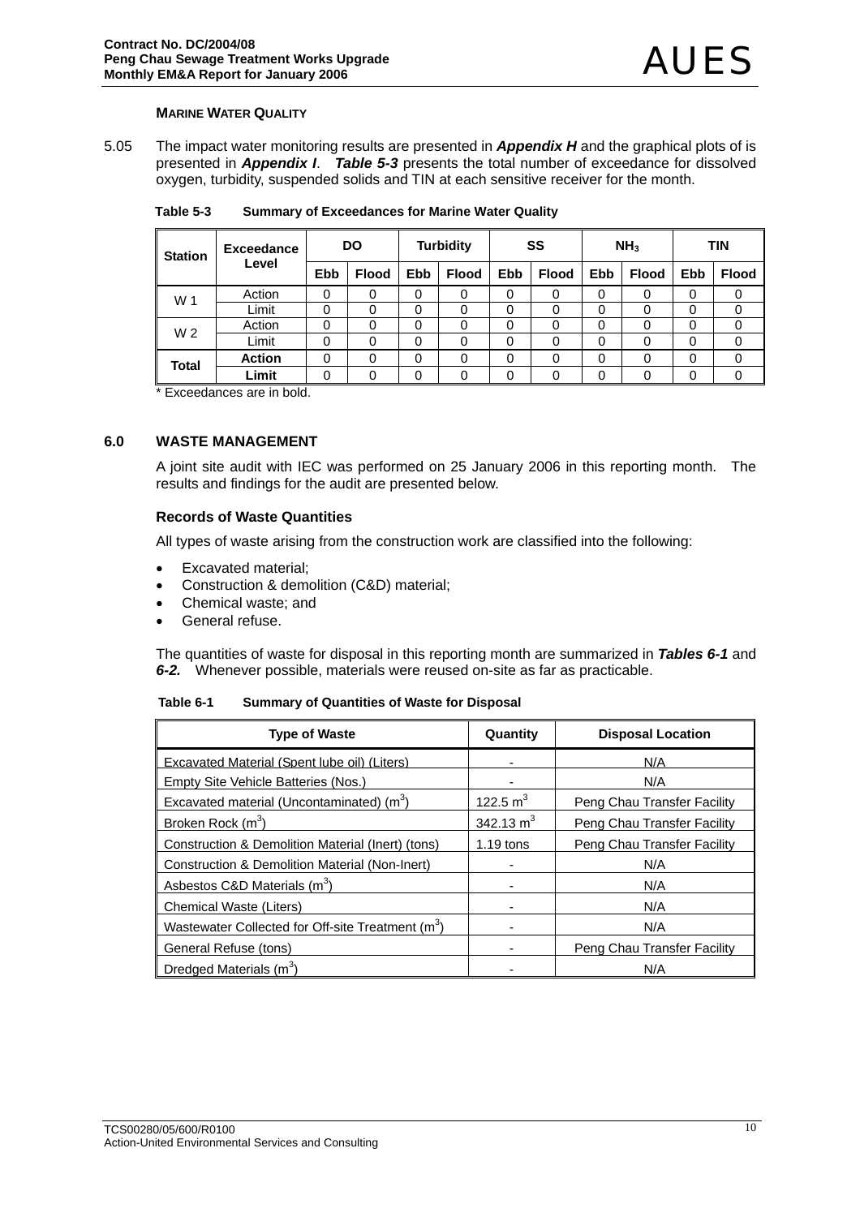#### MARINE WATER QUALITY

5.05 The impact water monitoring results are presented in ***Appendix H*** and the graphical plots of is presented in ***Appendix I***. ***Table 5-3*** presents the total number of exceedance for dissolved oxygen, turbidity, suspended solids and TIN at each sensitive receiver for the month.

**Table 5-3 Summary of Exceedances for Marine Water Quality**

| Station | Exceedance Level | DO | | Turbidity | | SS | | $NH_3$ | | TIN | |
|---|---|---|---|---|---|---|---|---|---|---|---|
| | | Ebb | Flood | Ebb | Flood | Ebb | Flood | Ebb | Flood | Ebb | Flood |
| W 1 | Action | 0 | 0 | 0 | 0 | 0 | 0 | 0 | 0 | 0 | 0 |
| | Limit | 0 | 0 | 0 | 0 | 0 | 0 | 0 | 0 | 0 | 0 |
| W 2 | Action | 0 | 0 | 0 | 0 | 0 | 0 | 0 | 0 | 0 | 0 |
| | Limit | 0 | 0 | 0 | 0 | 0 | 0 | 0 | 0 | 0 | 0 |
| **Total** | **Action** | 0 | 0 | 0 | 0 | 0 | 0 | 0 | 0 | 0 | 0 |
| | **Limit** | 0 | 0 | 0 | 0 | 0 | 0 | 0 | 0 | 0 | 0 |

* Exceedances are in bold.

## 6.0 WASTE MANAGEMENT

A joint site audit with IEC was performed on 25 January 2006 in this reporting month. The results and findings for the audit are presented below.

### Records of Waste Quantities

All types of waste arising from the construction work are classified into the following:

- Excavated material;
- Construction & demolition (C&D) material;
- Chemical waste; and
- General refuse.

The quantities of waste for disposal in this reporting month are summarized in ***Tables 6-1*** and ***6-2.*** Whenever possible, materials were reused on-site as far as practicable.

**Table 6-1 Summary of Quantities of Waste for Disposal**

| Type of Waste | Quantity | Disposal Location |
|---|---|---|
| Excavated Material (Spent lube oil) (Liters) | - | N/A |
| Empty Site Vehicle Batteries (Nos.) | - | N/A |
| Excavated material (Uncontaminated) ($m^3$) | 122.5 $m^3$ | Peng Chau Transfer Facility |
| Broken Rock ($m^3$) | 342.13 $m^3$ | Peng Chau Transfer Facility |
| Construction & Demolition Material (Inert) (tons) | 1.19 tons | Peng Chau Transfer Facility |
| Construction & Demolition Material (Non-Inert) | - | N/A |
| Asbestos C&D Materials ($m^3$) | - | N/A |
| Chemical Waste (Liters) | - | N/A |
| Wastewater Collected for Off-site Treatment ($m^3$) | - | N/A |
| General Refuse (tons) | - | Peng Chau Transfer Facility |
| Dredged Materials ($m^3$) | - | N/A |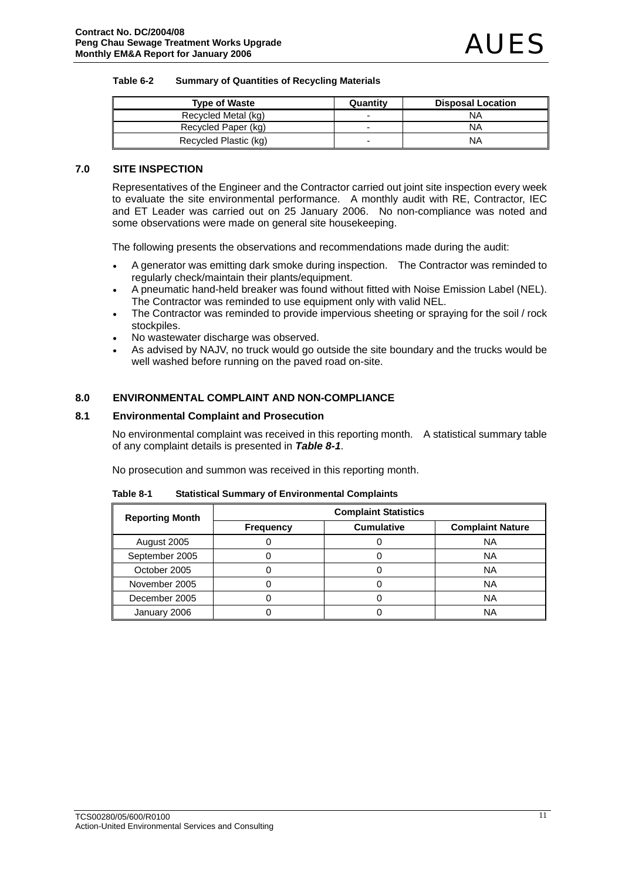**Table 6-2 Summary of Quantities of Recycling Materials**

| Type of Waste | Quantity | Disposal Location |
|---|---|---|
| Recycled Metal (kg) | - | NA |
| Recycled Paper (kg) | - | NA |
| Recycled Plastic (kg) | - | NA |

## 7.0 SITE INSPECTION

Representatives of the Engineer and the Contractor carried out joint site inspection every week to evaluate the site environmental performance. A monthly audit with RE, Contractor, IEC and ET Leader was carried out on 25 January 2006. No non-compliance was noted and some observations were made on general site housekeeping.

The following presents the observations and recommendations made during the audit:

- A generator was emitting dark smoke during inspection. The Contractor was reminded to regularly check/maintain their plants/equipment.
- A pneumatic hand-held breaker was found without fitted with Noise Emission Label (NEL). The Contractor was reminded to use equipment only with valid NEL.
- The Contractor was reminded to provide impervious sheeting or spraying for the soil / rock stockpiles.
- No wastewater discharge was observed.
- As advised by NAJV, no truck would go outside the site boundary and the trucks would be well washed before running on the paved road on-site.

## 8.0 ENVIRONMENTAL COMPLAINT AND NON-COMPLIANCE

### 8.1 Environmental Complaint and Prosecution

No environmental complaint was received in this reporting month. A statistical summary table of any complaint details is presented in ***Table 8-1***.

No prosecution and summon was received in this reporting month.

**Table 8-1 Statistical Summary of Environmental Complaints**

| Reporting Month | Complaint Statistics | | |
|---|---|---|---|
| | Frequency | Cumulative | Complaint Nature |
| August 2005 | 0 | 0 | NA |
| September 2005 | 0 | 0 | NA |
| October 2005 | 0 | 0 | NA |
| November 2005 | 0 | 0 | NA |
| December 2005 | 0 | 0 | NA |
| January 2006 | 0 | 0 | NA |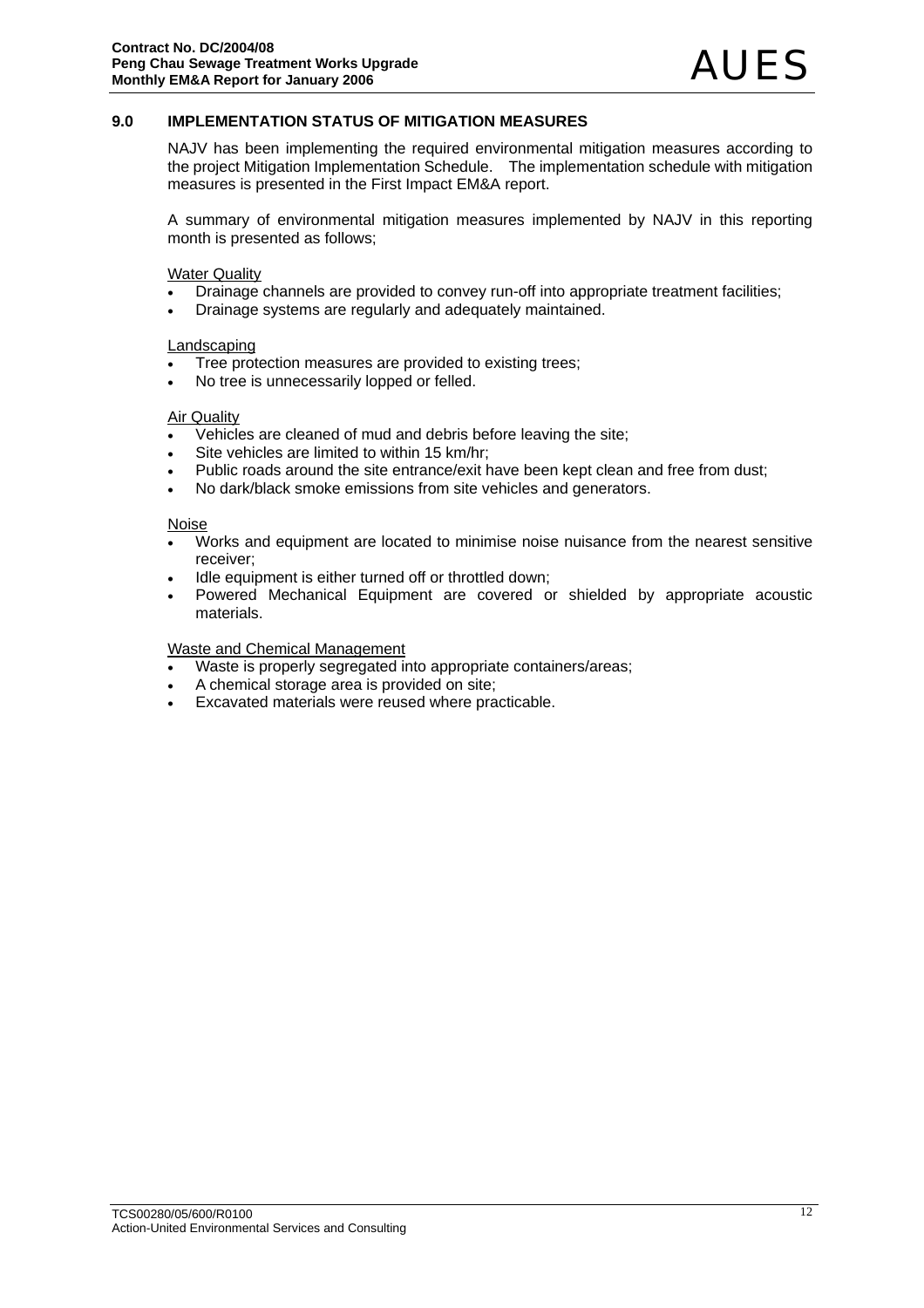## 9.0 IMPLEMENTATION STATUS OF MITIGATION MEASURES

NAJV has been implementing the required environmental mitigation measures according to the project Mitigation Implementation Schedule. The implementation schedule with mitigation measures is presented in the First Impact EM&A report.

A summary of environmental mitigation measures implemented by NAJV in this reporting month is presented as follows;

<u>Water Quality</u>

- Drainage channels are provided to convey run-off into appropriate treatment facilities;
- Drainage systems are regularly and adequately maintained.

<u>Landscaping</u>

- Tree protection measures are provided to existing trees;
- No tree is unnecessarily lopped or felled.

<u>Air Quality</u>

- Vehicles are cleaned of mud and debris before leaving the site;
- Site vehicles are limited to within 15 km/hr;
- Public roads around the site entrance/exit have been kept clean and free from dust;
- No dark/black smoke emissions from site vehicles and generators.

<u>Noise</u>

- Works and equipment are located to minimise noise nuisance from the nearest sensitive receiver;
- Idle equipment is either turned off or throttled down;
- Powered Mechanical Equipment are covered or shielded by appropriate acoustic materials.

<u>Waste and Chemical Management</u>

- Waste is properly segregated into appropriate containers/areas;
- A chemical storage area is provided on site;
- Excavated materials were reused where practicable.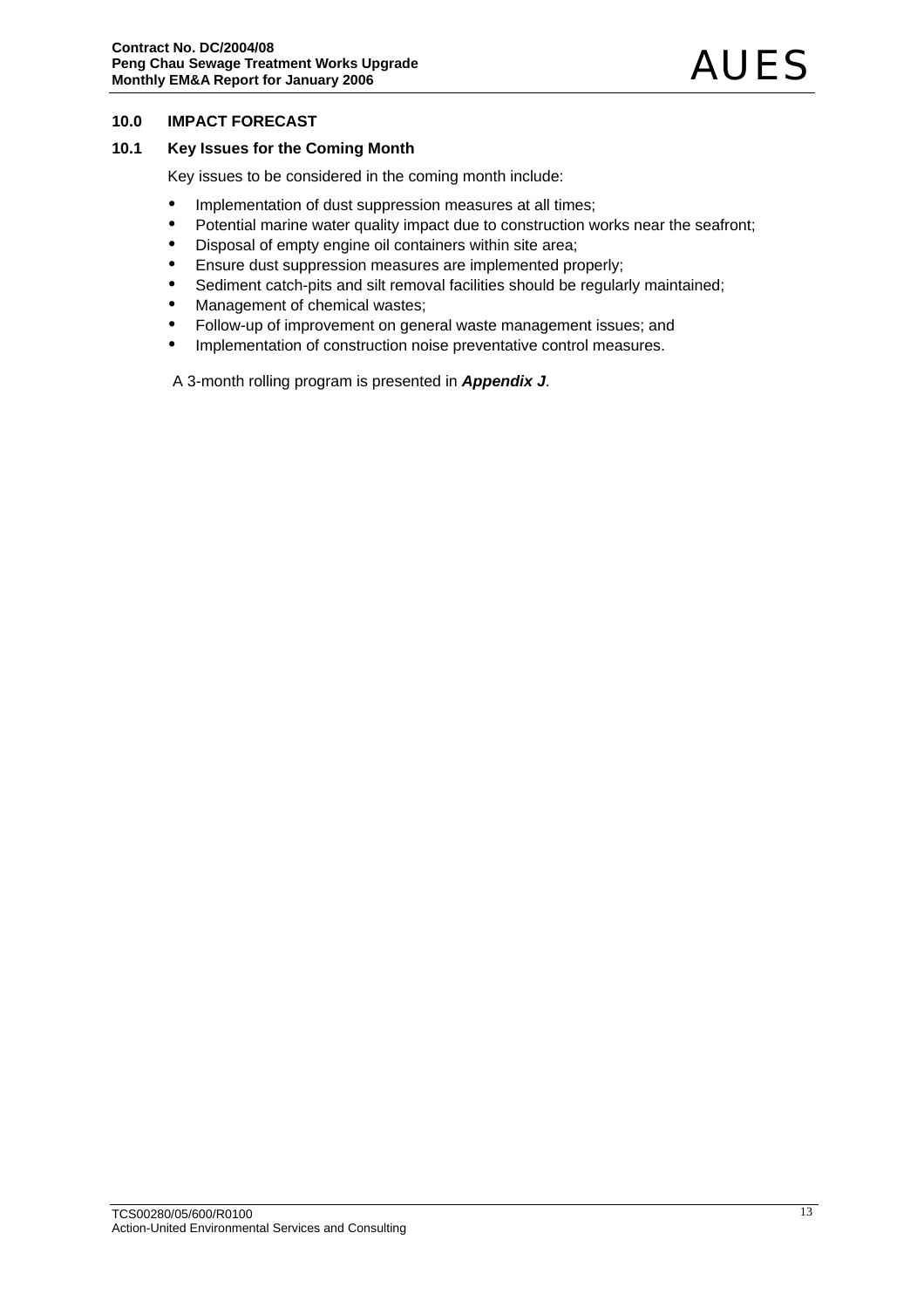## 10.0 IMPACT FORECAST

### 10.1 Key Issues for the Coming Month

Key issues to be considered in the coming month include:

- Implementation of dust suppression measures at all times;
- Potential marine water quality impact due to construction works near the seafront;
- Disposal of empty engine oil containers within site area;
- Ensure dust suppression measures are implemented properly;
- Sediment catch-pits and silt removal facilities should be regularly maintained;
- Management of chemical wastes;
- Follow-up of improvement on general waste management issues; and
- Implementation of construction noise preventative control measures.

A 3-month rolling program is presented in ***Appendix J***.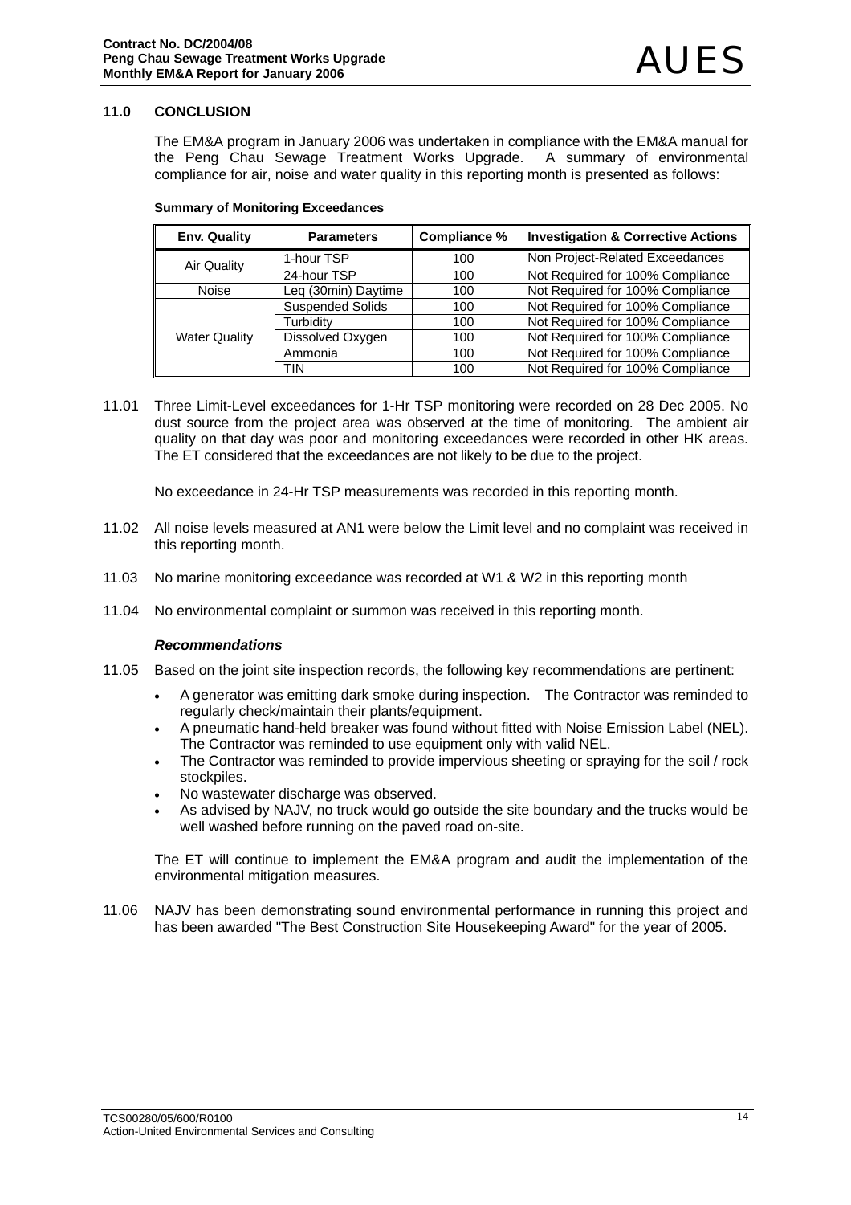## 11.0 CONCLUSION

The EM&A program in January 2006 was undertaken in compliance with the EM&A manual for the Peng Chau Sewage Treatment Works Upgrade. A summary of environmental compliance for air, noise and water quality in this reporting month is presented as follows:

**Summary of Monitoring Exceedances**

| Env. Quality | Parameters | Compliance % | Investigation & Corrective Actions |
|---|---|---|---|
| Air Quality | 1-hour TSP | 100 | Non Project-Related Exceedances |
| | 24-hour TSP | 100 | Not Required for 100% Compliance |
| Noise | Leq (30min) Daytime | 100 | Not Required for 100% Compliance |
| Water Quality | Suspended Solids | 100 | Not Required for 100% Compliance |
| | Turbidity | 100 | Not Required for 100% Compliance |
| | Dissolved Oxygen | 100 | Not Required for 100% Compliance |
| | Ammonia | 100 | Not Required for 100% Compliance |
| | TIN | 100 | Not Required for 100% Compliance |

11.01 Three Limit-Level exceedances for 1-Hr TSP monitoring were recorded on 28 Dec 2005. No dust source from the project area was observed at the time of monitoring. The ambient air quality on that day was poor and monitoring exceedances were recorded in other HK areas. The ET considered that the exceedances are not likely to be due to the project.

No exceedance in 24-Hr TSP measurements was recorded in this reporting month.

11.02 All noise levels measured at AN1 were below the Limit level and no complaint was received in this reporting month.

11.03 No marine monitoring exceedance was recorded at W1 & W2 in this reporting month

11.04 No environmental complaint or summon was received in this reporting month.

### *Recommendations*

11.05 Based on the joint site inspection records, the following key recommendations are pertinent:

- A generator was emitting dark smoke during inspection. The Contractor was reminded to regularly check/maintain their plants/equipment.
- A pneumatic hand-held breaker was found without fitted with Noise Emission Label (NEL). The Contractor was reminded to use equipment only with valid NEL.
- The Contractor was reminded to provide impervious sheeting or spraying for the soil / rock stockpiles.
- No wastewater discharge was observed.
- As advised by NAJV, no truck would go outside the site boundary and the trucks would be well washed before running on the paved road on-site.

The ET will continue to implement the EM&A program and audit the implementation of the environmental mitigation measures.

11.06 NAJV has been demonstrating sound environmental performance in running this project and has been awarded "The Best Construction Site Housekeeping Award" for the year of 2005.